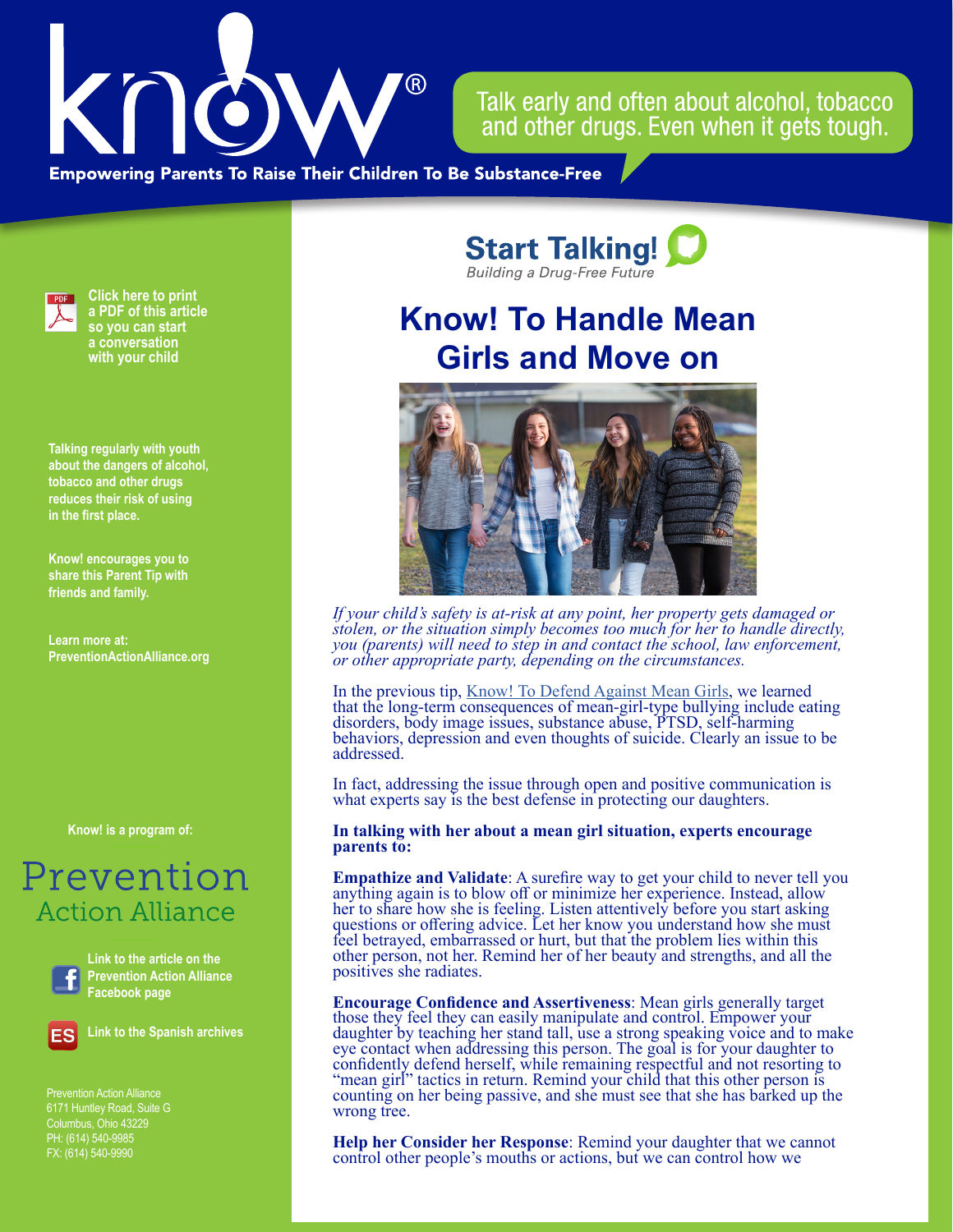# know!

Talk early and often about alcohol, tobacco and other drugs. Even when it gets tough.

Empowering Parents To Raise Their Children To Be Substance-Free

Click here to print a PDF of this article so you can start a conversation with your child

Talking regularly with youth about the dangers of alcohol, tobacco and other drugs reduces their risk of using in the first place.

Know! encourages you to share this Parent Tip with friends and family.

Learn more at: PreventionActionAlliance.org

Know! is a program of:

Prevention Action Alliance

Link to the article on the Prevention Action Alliance Facebook page

Link to the Spanish archives

Prevention Action Alliance
6171 Huntley Road, Suite G
Columbus, Ohio 43229
PH: (614) 540-9985
FX: (614) 540-9990

Start Talking! Building a Drug-Free Future

## Know! To Handle Mean Girls and Move on

*If your child's safety is at-risk at any point, her property gets damaged or stolen, or the situation simply becomes too much for her to handle directly, you (parents) will need to step in and contact the school, law enforcement, or other appropriate party, depending on the circumstances.*

In the previous tip, Know! To Defend Against Mean Girls, we learned that the long-term consequences of mean-girl-type bullying include eating disorders, body image issues, substance abuse, PTSD, self-harming behaviors, depression and even thoughts of suicide. Clearly an issue to be addressed.

In fact, addressing the issue through open and positive communication is what experts say is the best defense in protecting our daughters.

**In talking with her about a mean girl situation, experts encourage parents to:**

**Empathize and Validate**: A surefire way to get your child to never tell you anything again is to blow off or minimize her experience. Instead, allow her to share how she is feeling. Listen attentively before you start asking questions or offering advice. Let her know you understand how she must feel betrayed, embarrassed or hurt, but that the problem lies within this other person, not her. Remind her of her beauty and strengths, and all the positives she radiates.

**Encourage Confidence and Assertiveness**: Mean girls generally target those they feel they can easily manipulate and control. Empower your daughter by teaching her stand tall, use a strong speaking voice and to make eye contact when addressing this person. The goal is for your daughter to confidently defend herself, while remaining respectful and not resorting to "mean girl" tactics in return. Remind your child that this other person is counting on her being passive, and she must see that she has barked up the wrong tree.

**Help her Consider her Response**: Remind your daughter that we cannot control other people's mouths or actions, but we can control how we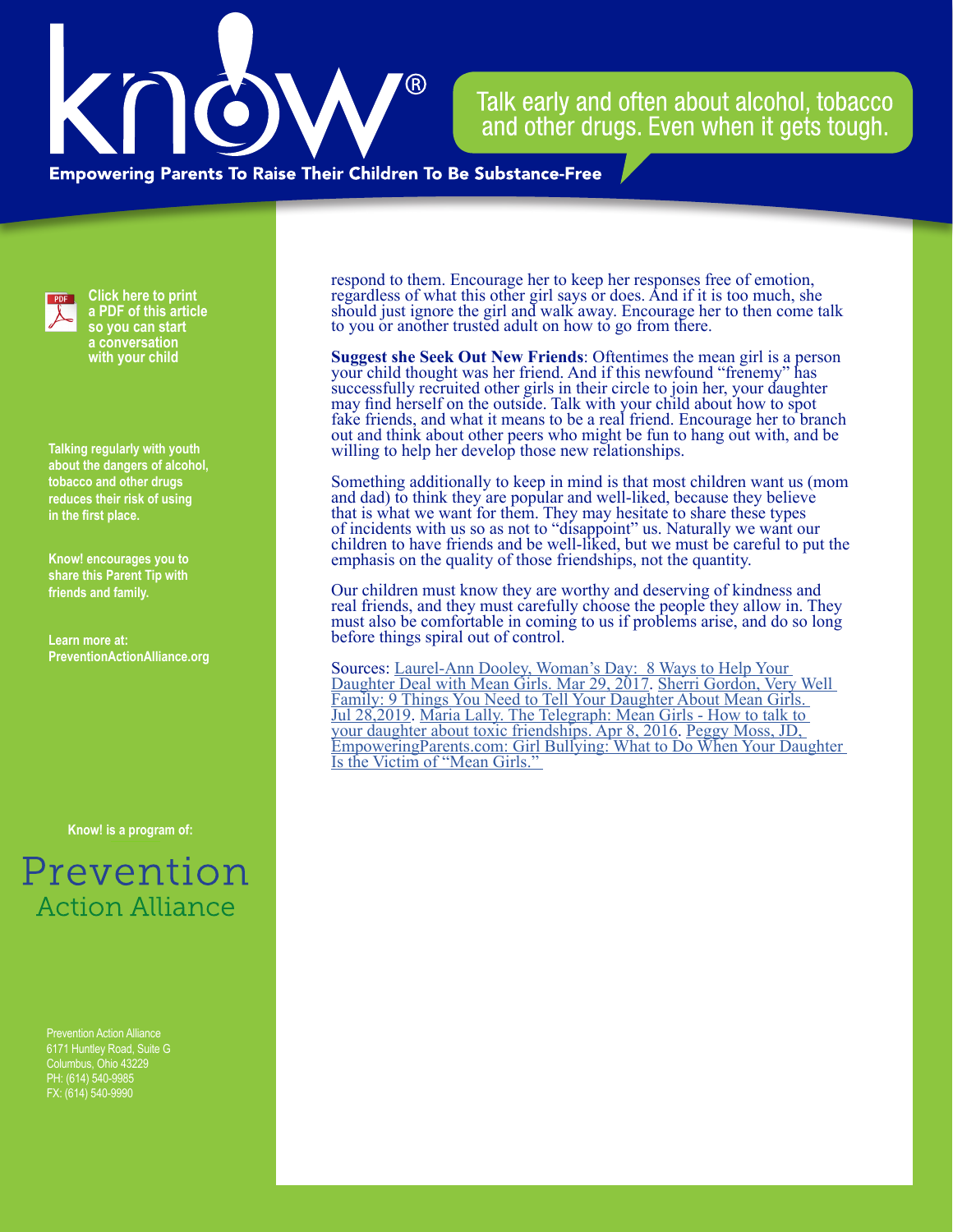Talk early and often about alcohol, tobacco and other drugs. Even when it gets tough.

Empowering Parents To Raise Their Children To Be Substance-Free

Click here to print a PDF of this article so you can start a conversation with your child

Talking regularly with youth about the dangers of alcohol, tobacco and other drugs reduces their risk of using in the first place.

Know! encourages you to share this Parent Tip with friends and family.

Learn more at: PreventionActionAlliance.org

Know! is a program of:

Prevention Action Alliance

respond to them. Encourage her to keep her responses free of emotion, regardless of what this other girl says or does. And if it is too much, she should just ignore the girl and walk away. Encourage her to then come talk to you or another trusted adult on how to go from there.

**Suggest she Seek Out New Friends**: Oftentimes the mean girl is a person your child thought was her friend. And if this newfound "frenemy" has successfully recruited other girls in their circle to join her, your daughter may find herself on the outside. Talk with your child about how to spot fake friends, and what it means to be a real friend. Encourage her to branch out and think about other peers who might be fun to hang out with, and be willing to help her develop those new relationships.

Something additionally to keep in mind is that most children want us (mom and dad) to think they are popular and well-liked, because they believe that is what we want for them. They may hesitate to share these types of incidents with us so as not to "disappoint" us. Naturally we want our children to have friends and be well-liked, but we must be careful to put the emphasis on the quality of those friendships, not the quantity.

Our children must know they are worthy and deserving of kindness and real friends, and they must carefully choose the people they allow in. They must also be comfortable in coming to us if problems arise, and do so long before things spiral out of control.

Sources: Laurel-Ann Dooley, Woman's Day: 8 Ways to Help Your Daughter Deal with Mean Girls. Mar 29, 2017. Sherri Gordon, Very Well Family: 9 Things You Need to Tell Your Daughter About Mean Girls. Jul 28,2019. Maria Lally. The Telegraph: Mean Girls - How to talk to your daughter about toxic friendships. Apr 8, 2016. Peggy Moss, JD, EmpoweringParents.com: Girl Bullying: What to Do When Your Daughter Is the Victim of "Mean Girls."

Prevention Action Alliance
6171 Huntley Road, Suite G
Columbus, Ohio 43229
PH: (614) 540-9985
FX: (614) 540-9990